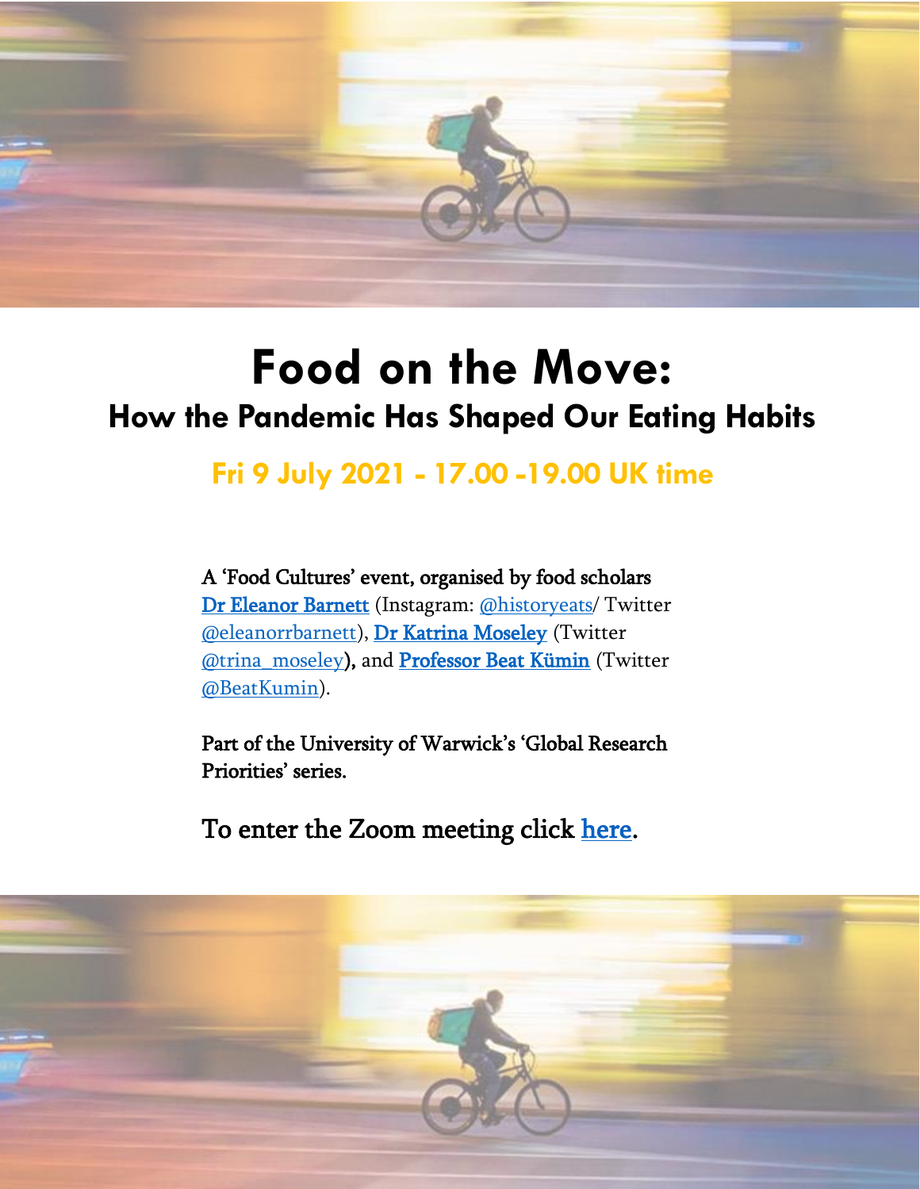# Food on the Move:

## How the Pandemic Has Shaped Our Eating Habits

### Fri 9 July 2021 - 17.00 -19.00 UK time

A 'Food Cultures' event, organised by food scholars Dr Eleanor Barnett (Instagram: @historyeats/ Twitter @eleanorrbarnett), Dr Katrina Moseley (Twitter @trina_moseley), and Professor Beat Kümin (Twitter @BeatKumin).

Part of the University of Warwick's 'Global Research Priorities' series.

To enter the Zoom meeting click here.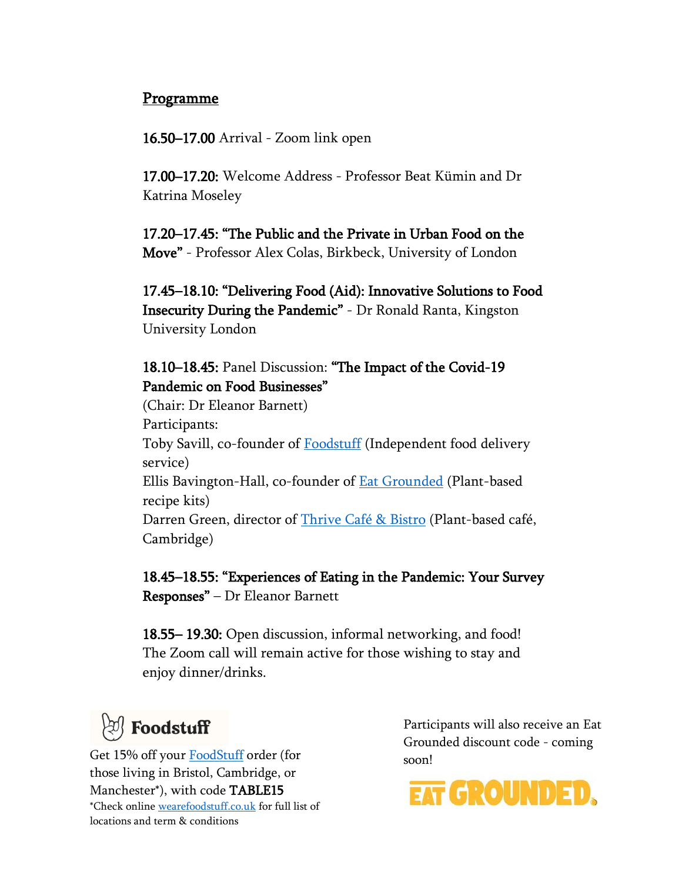## Programme

**16.50–17.00** Arrival - Zoom link open

**17.00–17.20:** Welcome Address - Professor Beat Kümin and Dr Katrina Moseley

**17.20–17.45: "The Public and the Private in Urban Food on the Move"** - Professor Alex Colas, Birkbeck, University of London

**17.45–18.10: "Delivering Food (Aid): Innovative Solutions to Food Insecurity During the Pandemic"** - Dr Ronald Ranta, Kingston University London

**18.10–18.45:** Panel Discussion: **"The Impact of the Covid-19 Pandemic on Food Businesses"**
(Chair: Dr Eleanor Barnett)
Participants:
Toby Savill, co-founder of Foodstuff (Independent food delivery service)
Ellis Bavington-Hall, co-founder of Eat Grounded (Plant-based recipe kits)
Darren Green, director of Thrive Café & Bistro (Plant-based café, Cambridge)

**18.45–18.55: "Experiences of Eating in the Pandemic: Your Survey Responses"** – Dr Eleanor Barnett

**18.55– 19.30:** Open discussion, informal networking, and food! The Zoom call will remain active for those wishing to stay and enjoy dinner/drinks.

**Foodstuff**

Get 15% off your FoodStuff order (for those living in Bristol, Cambridge, or Manchester*), with code **TABLE15**
*Check online wearefoodstuff.co.uk for full list of locations and term & conditions

Participants will also receive an Eat Grounded discount code - coming soon!

**EAT GROUNDED.**